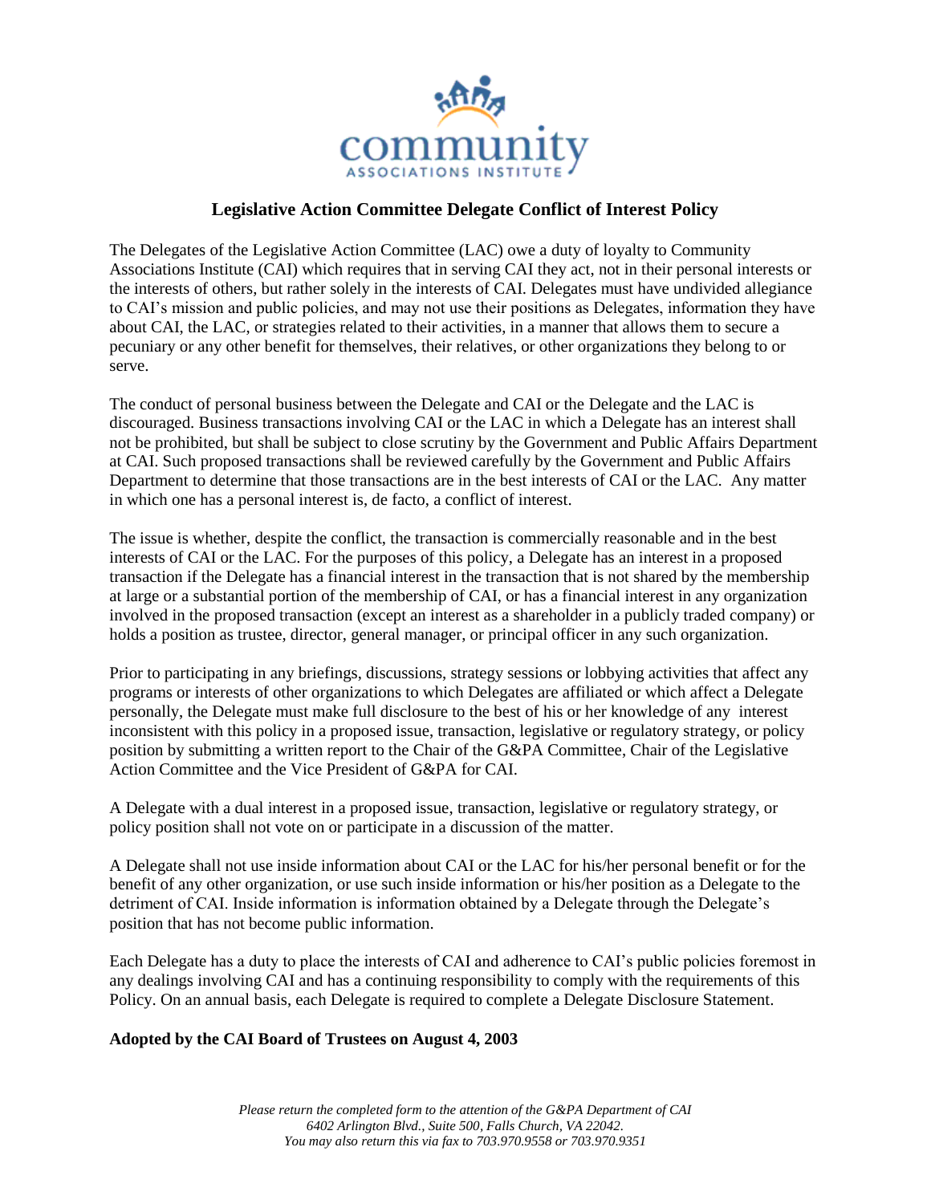community
ASSOCIATIONS INSTITUTE

## Legislative Action Committee Delegate Conflict of Interest Policy

The Delegates of the Legislative Action Committee (LAC) owe a duty of loyalty to Community Associations Institute (CAI) which requires that in serving CAI they act, not in their personal interests or the interests of others, but rather solely in the interests of CAI. Delegates must have undivided allegiance to CAI's mission and public policies, and may not use their positions as Delegates, information they have about CAI, the LAC, or strategies related to their activities, in a manner that allows them to secure a pecuniary or any other benefit for themselves, their relatives, or other organizations they belong to or serve.

The conduct of personal business between the Delegate and CAI or the Delegate and the LAC is discouraged. Business transactions involving CAI or the LAC in which a Delegate has an interest shall not be prohibited, but shall be subject to close scrutiny by the Government and Public Affairs Department at CAI. Such proposed transactions shall be reviewed carefully by the Government and Public Affairs Department to determine that those transactions are in the best interests of CAI or the LAC. Any matter in which one has a personal interest is, de facto, a conflict of interest.

The issue is whether, despite the conflict, the transaction is commercially reasonable and in the best interests of CAI or the LAC. For the purposes of this policy, a Delegate has an interest in a proposed transaction if the Delegate has a financial interest in the transaction that is not shared by the membership at large or a substantial portion of the membership of CAI, or has a financial interest in any organization involved in the proposed transaction (except an interest as a shareholder in a publicly traded company) or holds a position as trustee, director, general manager, or principal officer in any such organization.

Prior to participating in any briefings, discussions, strategy sessions or lobbying activities that affect any programs or interests of other organizations to which Delegates are affiliated or which affect a Delegate personally, the Delegate must make full disclosure to the best of his or her knowledge of any interest inconsistent with this policy in a proposed issue, transaction, legislative or regulatory strategy, or policy position by submitting a written report to the Chair of the G&PA Committee, Chair of the Legislative Action Committee and the Vice President of G&PA for CAI.

A Delegate with a dual interest in a proposed issue, transaction, legislative or regulatory strategy, or policy position shall not vote on or participate in a discussion of the matter.

A Delegate shall not use inside information about CAI or the LAC for his/her personal benefit or for the benefit of any other organization, or use such inside information or his/her position as a Delegate to the detriment of CAI. Inside information is information obtained by a Delegate through the Delegate's position that has not become public information.

Each Delegate has a duty to place the interests of CAI and adherence to CAI's public policies foremost in any dealings involving CAI and has a continuing responsibility to comply with the requirements of this Policy. On an annual basis, each Delegate is required to complete a Delegate Disclosure Statement.

**Adopted by the CAI Board of Trustees on August 4, 2003**

*Please return the completed form to the attention of the G&PA Department of CAI*
*6402 Arlington Blvd., Suite 500, Falls Church, VA 22042.*
*You may also return this via fax to 703.970.9558 or 703.970.9351*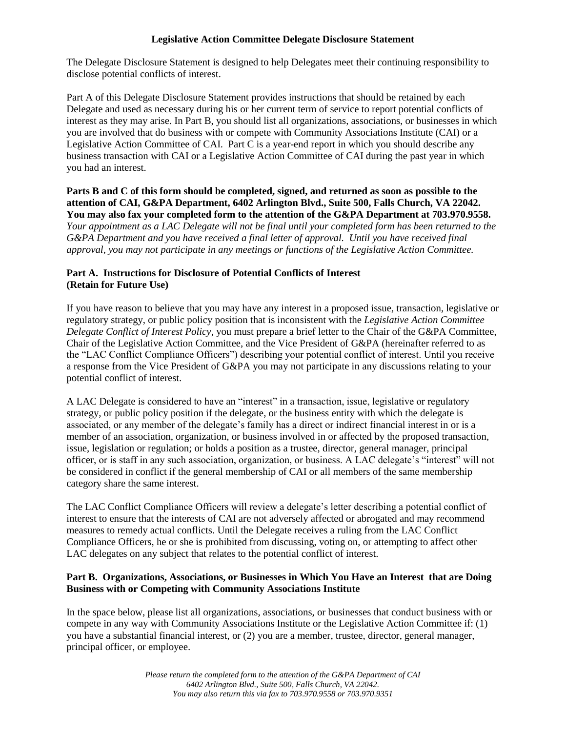**Legislative Action Committee Delegate Disclosure Statement**

The Delegate Disclosure Statement is designed to help Delegates meet their continuing responsibility to disclose potential conflicts of interest.

Part A of this Delegate Disclosure Statement provides instructions that should be retained by each Delegate and used as necessary during his or her current term of service to report potential conflicts of interest as they may arise. In Part B, you should list all organizations, associations, or businesses in which you are involved that do business with or compete with Community Associations Institute (CAI) or a Legislative Action Committee of CAI. Part C is a year-end report in which you should describe any business transaction with CAI or a Legislative Action Committee of CAI during the past year in which you had an interest.

**Parts B and C of this form should be completed, signed, and returned as soon as possible to the attention of CAI, G&PA Department, 6402 Arlington Blvd., Suite 500, Falls Church, VA 22042. You may also fax your completed form to the attention of the G&PA Department at 703.970.9558.** *Your appointment as a LAC Delegate will not be final until your completed form has been returned to the G&PA Department and you have received a final letter of approval. Until you have received final approval, you may not participate in any meetings or functions of the Legislative Action Committee.*

### Part A. Instructions for Disclosure of Potential Conflicts of Interest (Retain for Future Use)

If you have reason to believe that you may have any interest in a proposed issue, transaction, legislative or regulatory strategy, or public policy position that is inconsistent with the *Legislative Action Committee Delegate Conflict of Interest Policy*, you must prepare a brief letter to the Chair of the G&PA Committee, Chair of the Legislative Action Committee, and the Vice President of G&PA (hereinafter referred to as the "LAC Conflict Compliance Officers") describing your potential conflict of interest. Until you receive a response from the Vice President of G&PA you may not participate in any discussions relating to your potential conflict of interest.

A LAC Delegate is considered to have an "interest" in a transaction, issue, legislative or regulatory strategy, or public policy position if the delegate, or the business entity with which the delegate is associated, or any member of the delegate's family has a direct or indirect financial interest in or is a member of an association, organization, or business involved in or affected by the proposed transaction, issue, legislation or regulation; or holds a position as a trustee, director, general manager, principal officer, or is staff in any such association, organization, or business. A LAC delegate's "interest" will not be considered in conflict if the general membership of CAI or all members of the same membership category share the same interest.

The LAC Conflict Compliance Officers will review a delegate's letter describing a potential conflict of interest to ensure that the interests of CAI are not adversely affected or abrogated and may recommend measures to remedy actual conflicts. Until the Delegate receives a ruling from the LAC Conflict Compliance Officers, he or she is prohibited from discussing, voting on, or attempting to affect other LAC delegates on any subject that relates to the potential conflict of interest.

### Part B. Organizations, Associations, or Businesses in Which You Have an Interest that are Doing Business with or Competing with Community Associations Institute

In the space below, please list all organizations, associations, or businesses that conduct business with or compete in any way with Community Associations Institute or the Legislative Action Committee if: (1) you have a substantial financial interest, or (2) you are a member, trustee, director, general manager, principal officer, or employee.

*Please return the completed form to the attention of the G&PA Department of CAI 6402 Arlington Blvd., Suite 500, Falls Church, VA 22042. You may also return this via fax to 703.970.9558 or 703.970.9351*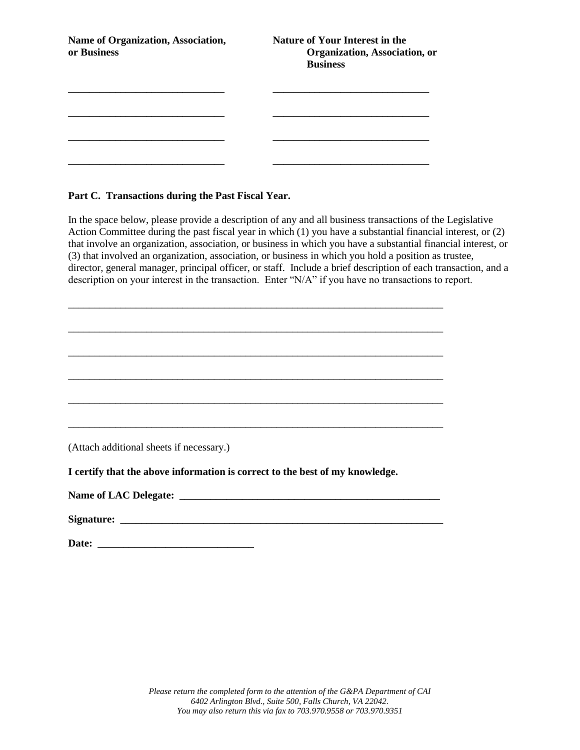| **Name of Organization, Association, or Business** | **Nature of Your Interest in the Organization, Association, or Business** |
| --- | --- |
| ______________________________ | ______________________________ |
| ______________________________ | ______________________________ |
| ______________________________ | ______________________________ |
| ______________________________ | ______________________________ |

**Part C. Transactions during the Past Fiscal Year.**

In the space below, please provide a description of any and all business transactions of the Legislative Action Committee during the past fiscal year in which (1) you have a substantial financial interest, or (2) that involve an organization, association, or business in which you have a substantial financial interest, or (3) that involved an organization, association, or business in which you hold a position as trustee, director, general manager, principal officer, or staff. Include a brief description of each transaction, and a description on your interest in the transaction. Enter "N/A" if you have no transactions to report.

_________________________________________________________________________

_________________________________________________________________________

_________________________________________________________________________

_________________________________________________________________________

_________________________________________________________________________

_________________________________________________________________________

(Attach additional sheets if necessary.)

**I certify that the above information is correct to the best of my knowledge.**

**Name of LAC Delegate:** ____________________________________________________

**Signature:** ______________________________________________________________

**Date:** ______________________________

*Please return the completed form to the attention of the G&PA Department of CAI*
*6402 Arlington Blvd., Suite 500, Falls Church, VA 22042.*
*You may also return this via fax to 703.970.9558 or 703.970.9351*